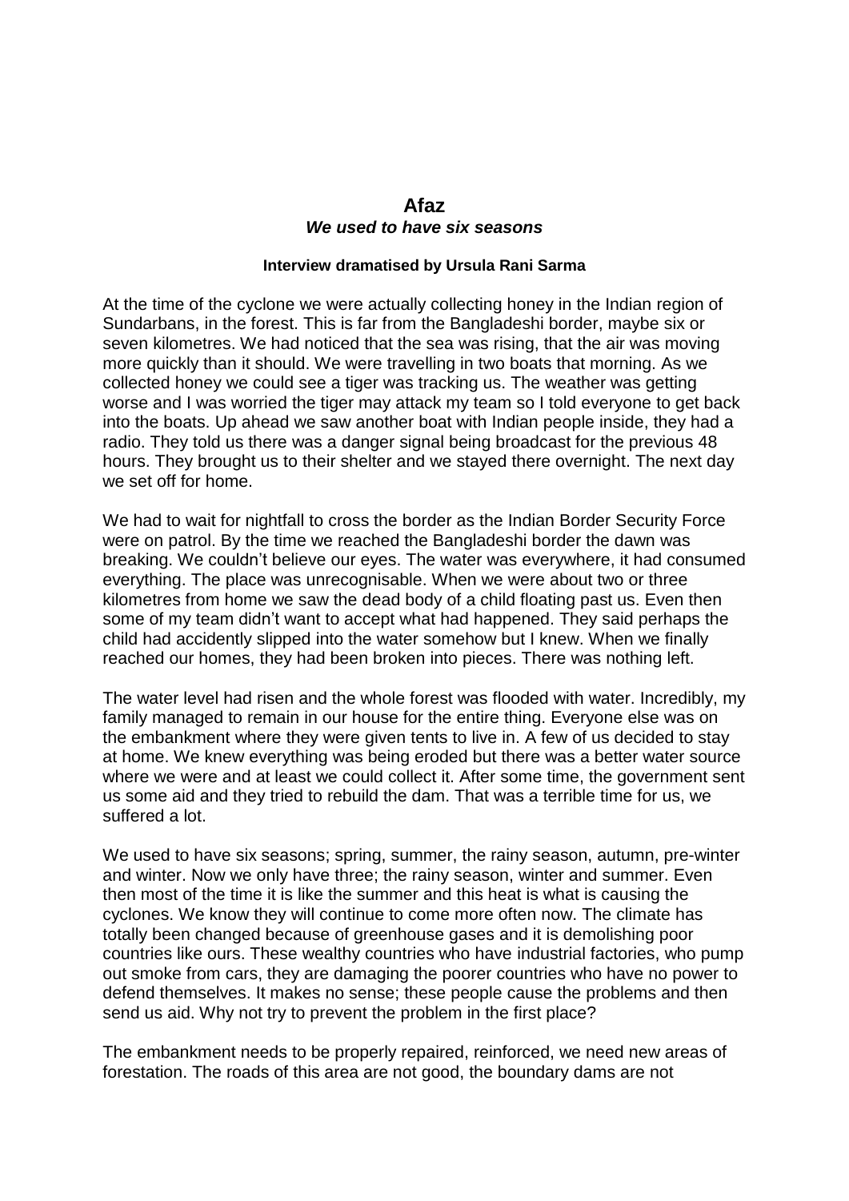# Afaz

## *We used to have six seasons*

**Interview dramatised by Ursula Rani Sarma**

At the time of the cyclone we were actually collecting honey in the Indian region of Sundarbans, in the forest. This is far from the Bangladeshi border, maybe six or seven kilometres. We had noticed that the sea was rising, that the air was moving more quickly than it should. We were travelling in two boats that morning. As we collected honey we could see a tiger was tracking us. The weather was getting worse and I was worried the tiger may attack my team so I told everyone to get back into the boats. Up ahead we saw another boat with Indian people inside, they had a radio. They told us there was a danger signal being broadcast for the previous 48 hours. They brought us to their shelter and we stayed there overnight. The next day we set off for home.

We had to wait for nightfall to cross the border as the Indian Border Security Force were on patrol. By the time we reached the Bangladeshi border the dawn was breaking. We couldn't believe our eyes. The water was everywhere, it had consumed everything. The place was unrecognisable. When we were about two or three kilometres from home we saw the dead body of a child floating past us. Even then some of my team didn't want to accept what had happened. They said perhaps the child had accidently slipped into the water somehow but I knew. When we finally reached our homes, they had been broken into pieces. There was nothing left.

The water level had risen and the whole forest was flooded with water. Incredibly, my family managed to remain in our house for the entire thing. Everyone else was on the embankment where they were given tents to live in. A few of us decided to stay at home. We knew everything was being eroded but there was a better water source where we were and at least we could collect it. After some time, the government sent us some aid and they tried to rebuild the dam. That was a terrible time for us, we suffered a lot.

We used to have six seasons; spring, summer, the rainy season, autumn, pre-winter and winter. Now we only have three; the rainy season, winter and summer. Even then most of the time it is like the summer and this heat is what is causing the cyclones. We know they will continue to come more often now. The climate has totally been changed because of greenhouse gases and it is demolishing poor countries like ours. These wealthy countries who have industrial factories, who pump out smoke from cars, they are damaging the poorer countries who have no power to defend themselves. It makes no sense; these people cause the problems and then send us aid. Why not try to prevent the problem in the first place?

The embankment needs to be properly repaired, reinforced, we need new areas of forestation. The roads of this area are not good, the boundary dams are not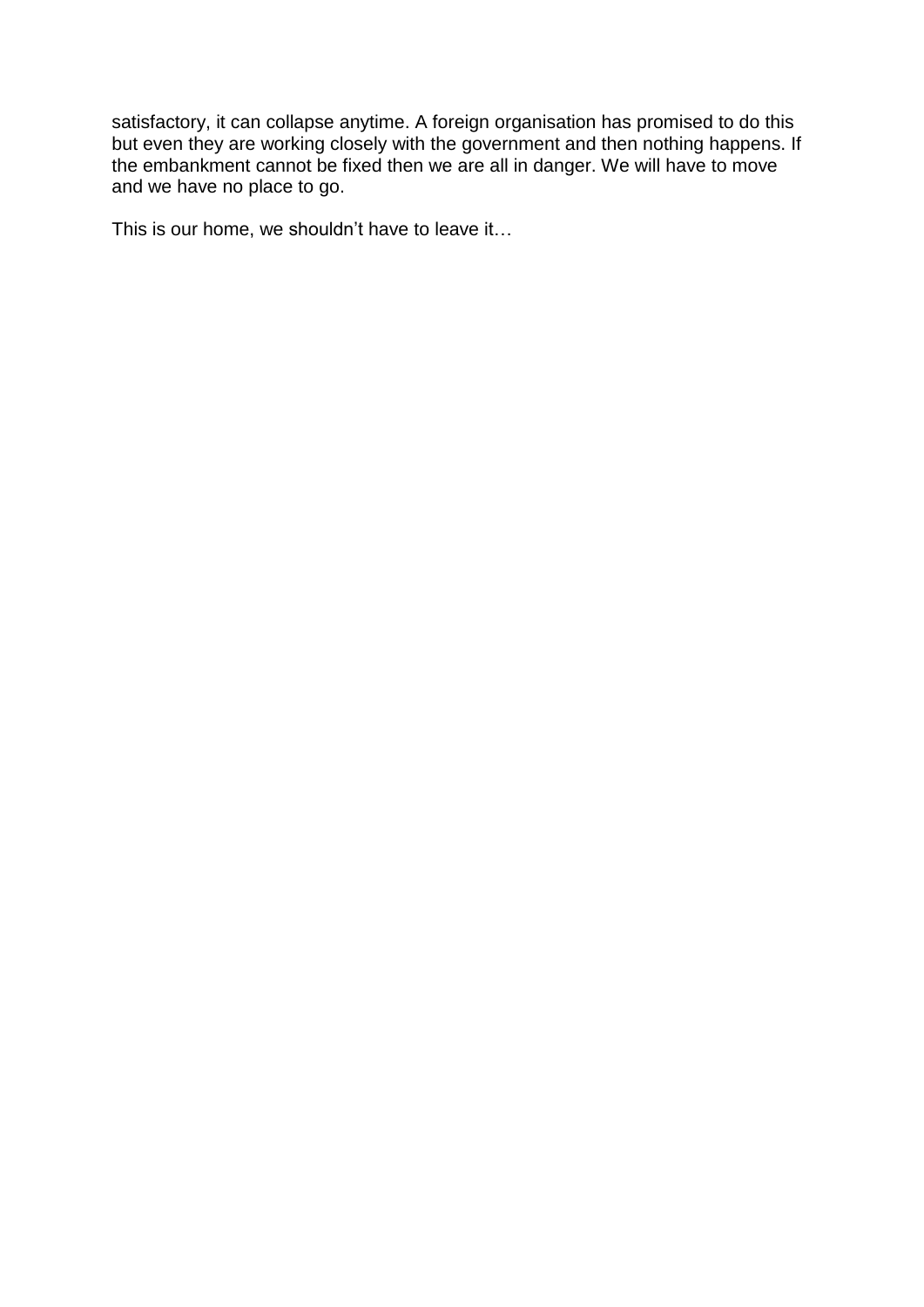satisfactory, it can collapse anytime. A foreign organisation has promised to do this but even they are working closely with the government and then nothing happens. If the embankment cannot be fixed then we are all in danger. We will have to move and we have no place to go.

This is our home, we shouldn't have to leave it…